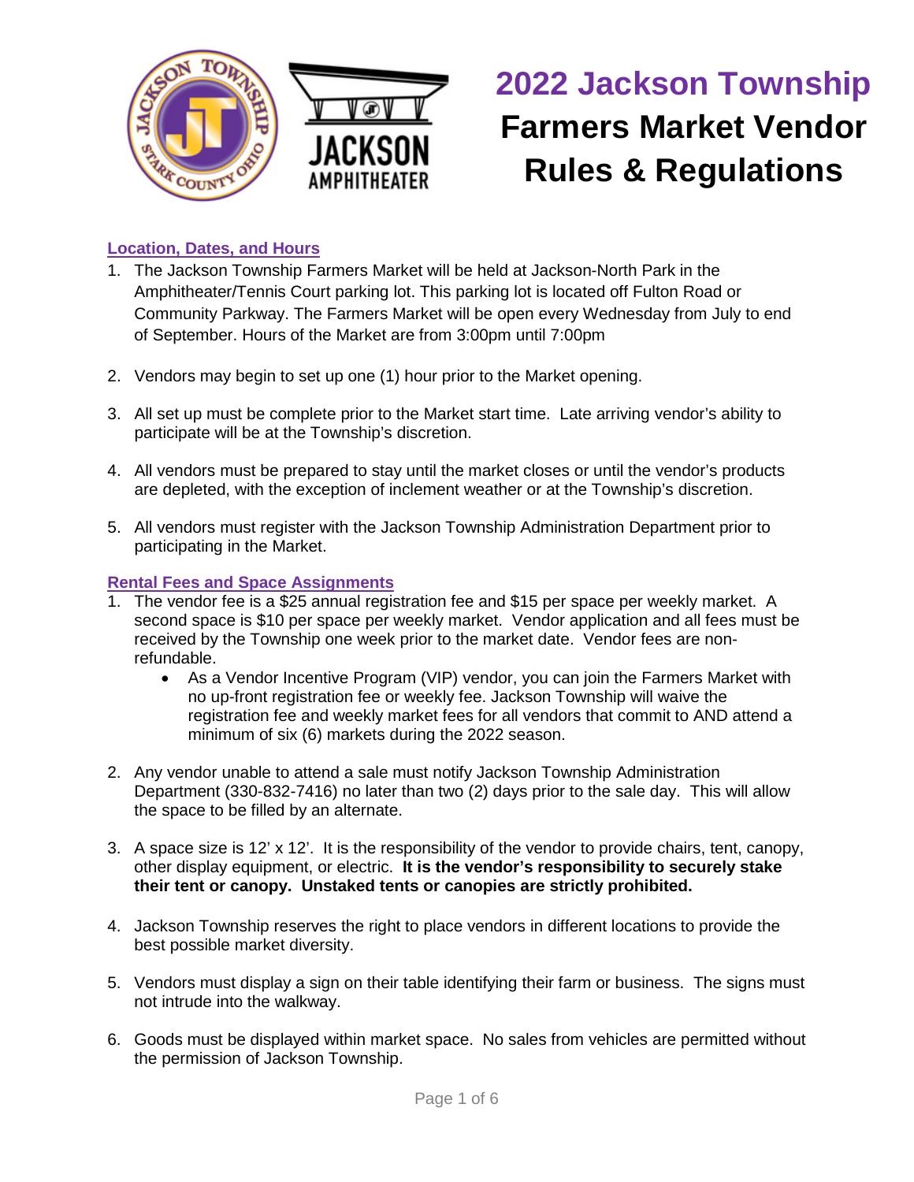# 2022 Jackson Township Farmers Market Vendor Rules & Regulations

## Location, Dates, and Hours

1. The Jackson Township Farmers Market will be held at Jackson-North Park in the Amphitheater/Tennis Court parking lot. This parking lot is located off Fulton Road or Community Parkway. The Farmers Market will be open every Wednesday from July to end of September. Hours of the Market are from 3:00pm until 7:00pm
2. Vendors may begin to set up one (1) hour prior to the Market opening.
3. All set up must be complete prior to the Market start time. Late arriving vendor's ability to participate will be at the Township's discretion.
4. All vendors must be prepared to stay until the market closes or until the vendor's products are depleted, with the exception of inclement weather or at the Township's discretion.
5. All vendors must register with the Jackson Township Administration Department prior to participating in the Market.

## Rental Fees and Space Assignments

1. The vendor fee is a $25 annual registration fee and $15 per space per weekly market. A second space is $10 per space per weekly market. Vendor application and all fees must be received by the Township one week prior to the market date. Vendor fees are non-refundable.
   - As a Vendor Incentive Program (VIP) vendor, you can join the Farmers Market with no up-front registration fee or weekly fee. Jackson Township will waive the registration fee and weekly market fees for all vendors that commit to AND attend a minimum of six (6) markets during the 2022 season.
2. Any vendor unable to attend a sale must notify Jackson Township Administration Department (330-832-7416) no later than two (2) days prior to the sale day. This will allow the space to be filled by an alternate.
3. A space size is 12' x 12'. It is the responsibility of the vendor to provide chairs, tent, canopy, other display equipment, or electric. **It is the vendor's responsibility to securely stake their tent or canopy. Unstaked tents or canopies are strictly prohibited.**
4. Jackson Township reserves the right to place vendors in different locations to provide the best possible market diversity.
5. Vendors must display a sign on their table identifying their farm or business. The signs must not intrude into the walkway.
6. Goods must be displayed within market space. No sales from vehicles are permitted without the permission of Jackson Township.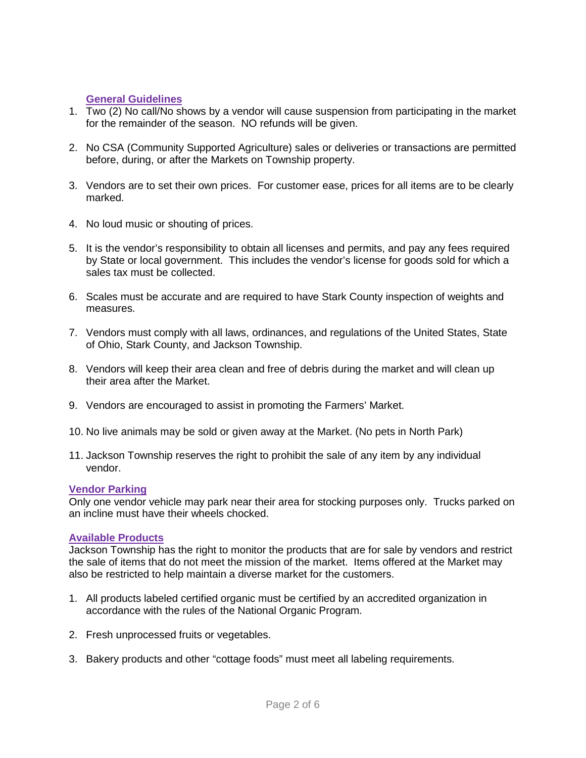## General Guidelines

1. Two (2) No call/No shows by a vendor will cause suspension from participating in the market for the remainder of the season. NO refunds will be given.

2. No CSA (Community Supported Agriculture) sales or deliveries or transactions are permitted before, during, or after the Markets on Township property.

3. Vendors are to set their own prices. For customer ease, prices for all items are to be clearly marked.

4. No loud music or shouting of prices.

5. It is the vendor's responsibility to obtain all licenses and permits, and pay any fees required by State or local government. This includes the vendor's license for goods sold for which a sales tax must be collected.

6. Scales must be accurate and are required to have Stark County inspection of weights and measures.

7. Vendors must comply with all laws, ordinances, and regulations of the United States, State of Ohio, Stark County, and Jackson Township.

8. Vendors will keep their area clean and free of debris during the market and will clean up their area after the Market.

9. Vendors are encouraged to assist in promoting the Farmers' Market.

10. No live animals may be sold or given away at the Market. (No pets in North Park)

11. Jackson Township reserves the right to prohibit the sale of any item by any individual vendor.

## Vendor Parking

Only one vendor vehicle may park near their area for stocking purposes only. Trucks parked on an incline must have their wheels chocked.

## Available Products

Jackson Township has the right to monitor the products that are for sale by vendors and restrict the sale of items that do not meet the mission of the market. Items offered at the Market may also be restricted to help maintain a diverse market for the customers.

1. All products labeled certified organic must be certified by an accredited organization in accordance with the rules of the National Organic Program.

2. Fresh unprocessed fruits or vegetables.

3. Bakery products and other "cottage foods" must meet all labeling requirements.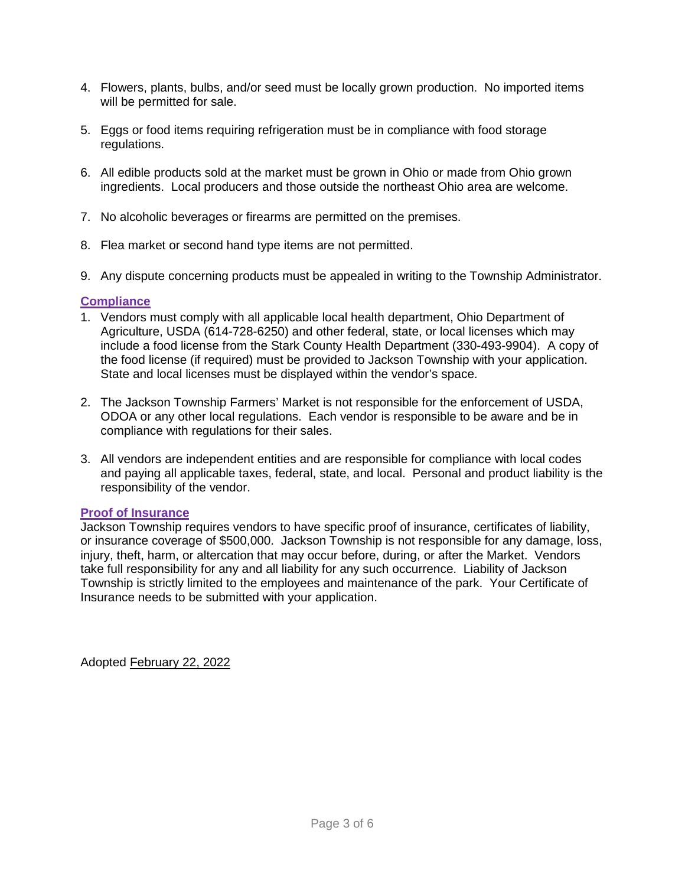4. Flowers, plants, bulbs, and/or seed must be locally grown production. No imported items will be permitted for sale.

5. Eggs or food items requiring refrigeration must be in compliance with food storage regulations.

6. All edible products sold at the market must be grown in Ohio or made from Ohio grown ingredients. Local producers and those outside the northeast Ohio area are welcome.

7. No alcoholic beverages or firearms are permitted on the premises.

8. Flea market or second hand type items are not permitted.

9. Any dispute concerning products must be appealed in writing to the Township Administrator.

## Compliance

1. Vendors must comply with all applicable local health department, Ohio Department of Agriculture, USDA (614-728-6250) and other federal, state, or local licenses which may include a food license from the Stark County Health Department (330-493-9904). A copy of the food license (if required) must be provided to Jackson Township with your application. State and local licenses must be displayed within the vendor's space.

2. The Jackson Township Farmers' Market is not responsible for the enforcement of USDA, ODOA or any other local regulations. Each vendor is responsible to be aware and be in compliance with regulations for their sales.

3. All vendors are independent entities and are responsible for compliance with local codes and paying all applicable taxes, federal, state, and local. Personal and product liability is the responsibility of the vendor.

## Proof of Insurance

Jackson Township requires vendors to have specific proof of insurance, certificates of liability, or insurance coverage of $500,000. Jackson Township is not responsible for any damage, loss, injury, theft, harm, or altercation that may occur before, during, or after the Market. Vendors take full responsibility for any and all liability for any such occurrence. Liability of Jackson Township is strictly limited to the employees and maintenance of the park. Your Certificate of Insurance needs to be submitted with your application.

Adopted February 22, 2022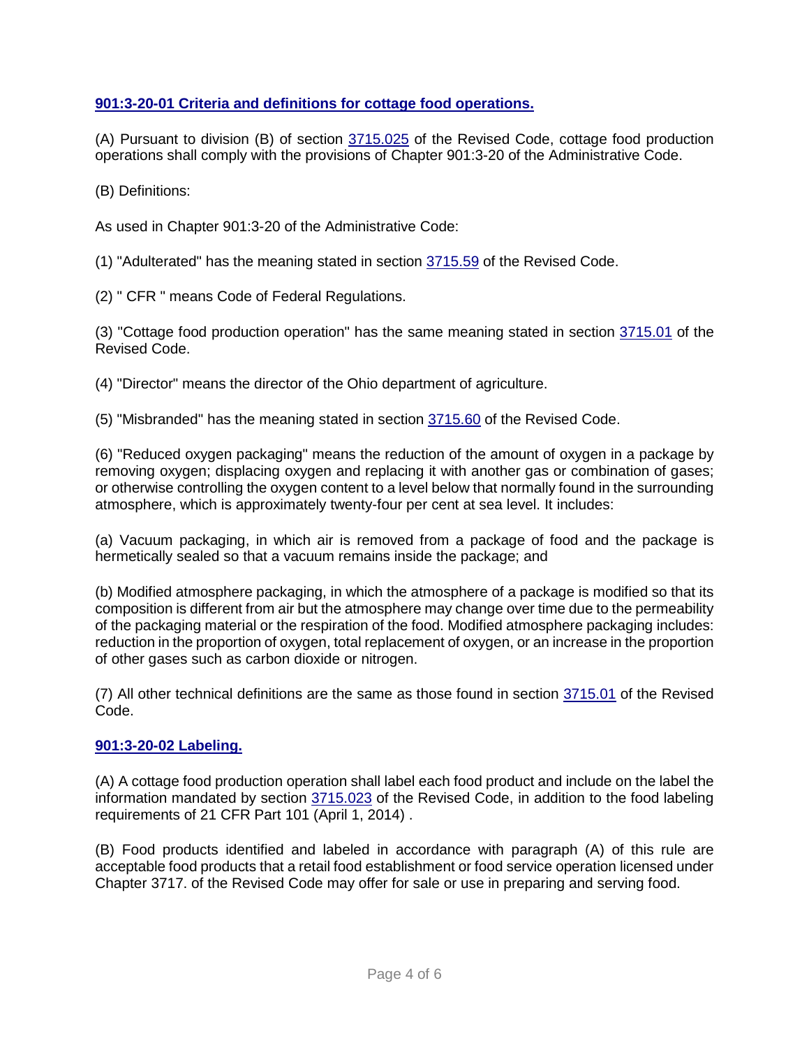## 901:3-20-01 Criteria and definitions for cottage food operations.

(A) Pursuant to division (B) of section 3715.025 of the Revised Code, cottage food production operations shall comply with the provisions of Chapter 901:3-20 of the Administrative Code.

(B) Definitions:

As used in Chapter 901:3-20 of the Administrative Code:

(1) "Adulterated" has the meaning stated in section 3715.59 of the Revised Code.

(2) " CFR " means Code of Federal Regulations.

(3) "Cottage food production operation" has the same meaning stated in section 3715.01 of the Revised Code.

(4) "Director" means the director of the Ohio department of agriculture.

(5) "Misbranded" has the meaning stated in section 3715.60 of the Revised Code.

(6) "Reduced oxygen packaging" means the reduction of the amount of oxygen in a package by removing oxygen; displacing oxygen and replacing it with another gas or combination of gases; or otherwise controlling the oxygen content to a level below that normally found in the surrounding atmosphere, which is approximately twenty-four per cent at sea level. It includes:

(a) Vacuum packaging, in which air is removed from a package of food and the package is hermetically sealed so that a vacuum remains inside the package; and

(b) Modified atmosphere packaging, in which the atmosphere of a package is modified so that its composition is different from air but the atmosphere may change over time due to the permeability of the packaging material or the respiration of the food. Modified atmosphere packaging includes: reduction in the proportion of oxygen, total replacement of oxygen, or an increase in the proportion of other gases such as carbon dioxide or nitrogen.

(7) All other technical definitions are the same as those found in section 3715.01 of the Revised Code.

## 901:3-20-02 Labeling.

(A) A cottage food production operation shall label each food product and include on the label the information mandated by section 3715.023 of the Revised Code, in addition to the food labeling requirements of 21 CFR Part 101 (April 1, 2014) .

(B) Food products identified and labeled in accordance with paragraph (A) of this rule are acceptable food products that a retail food establishment or food service operation licensed under Chapter 3717. of the Revised Code may offer for sale or use in preparing and serving food.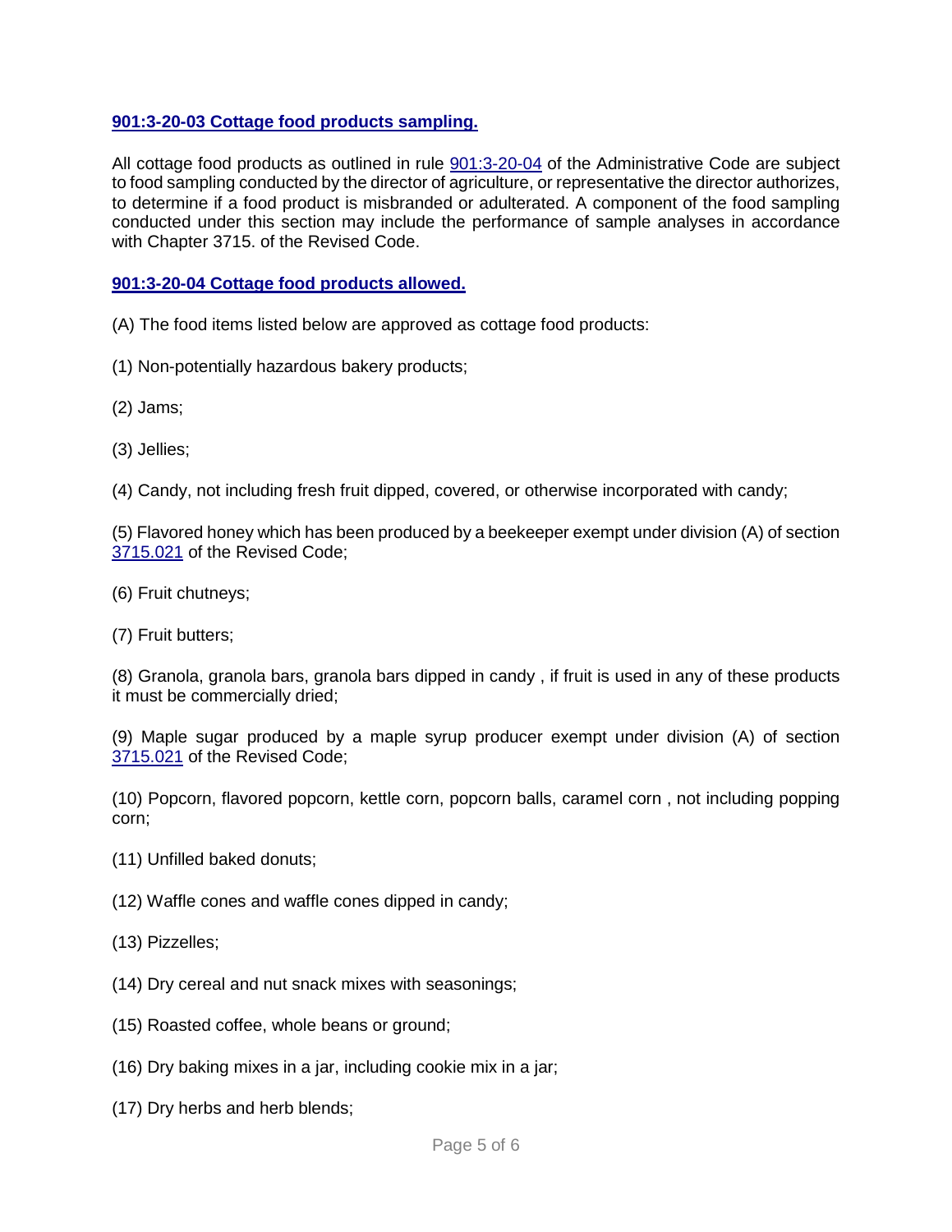**[901:3-20-03 Cottage food products sampling.](#)**

All cottage food products as outlined in rule [901:3-20-04](#) of the Administrative Code are subject to food sampling conducted by the director of agriculture, or representative the director authorizes, to determine if a food product is misbranded or adulterated. A component of the food sampling conducted under this section may include the performance of sample analyses in accordance with Chapter 3715. of the Revised Code.

**[901:3-20-04 Cottage food products allowed.](#)**

(A) The food items listed below are approved as cottage food products:

(1) Non-potentially hazardous bakery products;

(2) Jams;

(3) Jellies;

(4) Candy, not including fresh fruit dipped, covered, or otherwise incorporated with candy;

(5) Flavored honey which has been produced by a beekeeper exempt under division (A) of section [3715.021](#) of the Revised Code;

(6) Fruit chutneys;

(7) Fruit butters;

(8) Granola, granola bars, granola bars dipped in candy , if fruit is used in any of these products it must be commercially dried;

(9) Maple sugar produced by a maple syrup producer exempt under division (A) of section [3715.021](#) of the Revised Code;

(10) Popcorn, flavored popcorn, kettle corn, popcorn balls, caramel corn , not including popping corn;

(11) Unfilled baked donuts;

(12) Waffle cones and waffle cones dipped in candy;

(13) Pizzelles;

(14) Dry cereal and nut snack mixes with seasonings;

(15) Roasted coffee, whole beans or ground;

(16) Dry baking mixes in a jar, including cookie mix in a jar;

(17) Dry herbs and herb blends;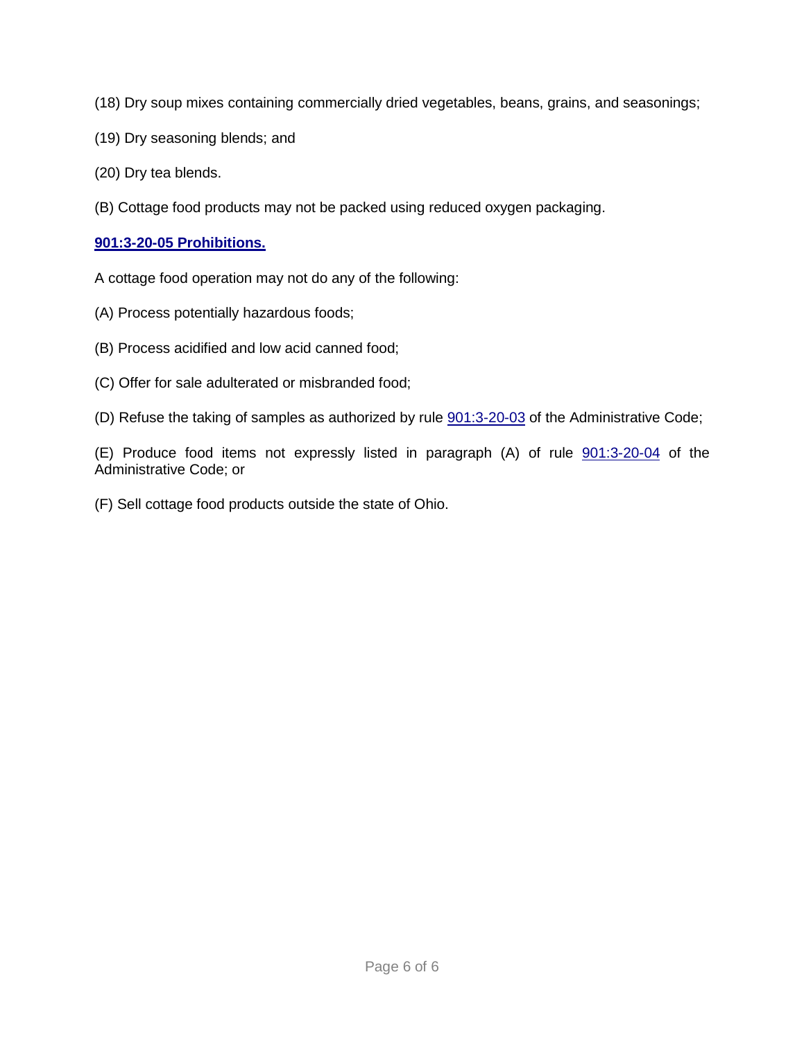(18) Dry soup mixes containing commercially dried vegetables, beans, grains, and seasonings;

(19) Dry seasoning blends; and

(20) Dry tea blends.

(B) Cottage food products may not be packed using reduced oxygen packaging.

### **901:3-20-05 Prohibitions.**

A cottage food operation may not do any of the following:

(A) Process potentially hazardous foods;

(B) Process acidified and low acid canned food;

(C) Offer for sale adulterated or misbranded food;

(D) Refuse the taking of samples as authorized by rule 901:3-20-03 of the Administrative Code;

(E) Produce food items not expressly listed in paragraph (A) of rule 901:3-20-04 of the Administrative Code; or

(F) Sell cottage food products outside the state of Ohio.